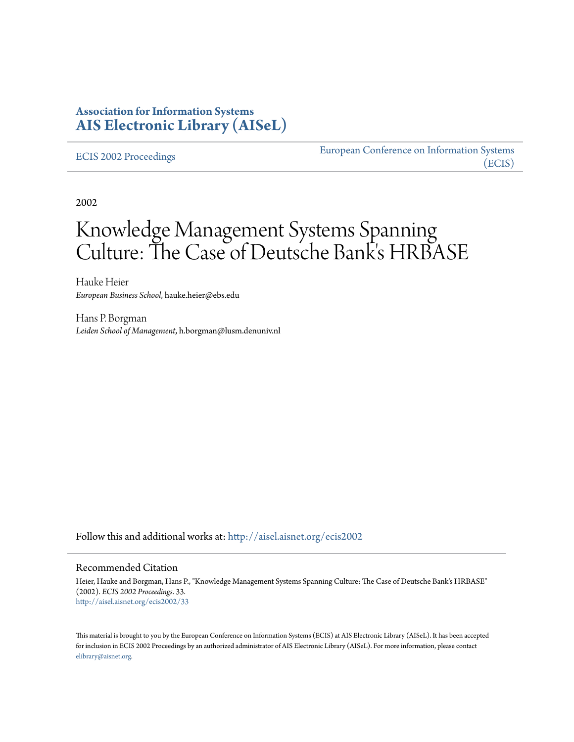**Association for Information Systems**
**AIS Electronic Library (AISeL)**

ECIS 2002 Proceedings

European Conference on Information Systems (ECIS)

2002

# Knowledge Management Systems Spanning Culture: The Case of Deutsche Bank's HRBASE

Hauke Heier
*European Business School*, hauke.heier@ebs.edu

Hans P. Borgman
*Leiden School of Management*, h.borgman@lusm.denuniv.nl

Follow this and additional works at: http://aisel.aisnet.org/ecis2002

## Recommended Citation

Heier, Hauke and Borgman, Hans P., "Knowledge Management Systems Spanning Culture: The Case of Deutsche Bank's HRBASE" (2002). *ECIS 2002 Proceedings*. 33.
http://aisel.aisnet.org/ecis2002/33

This material is brought to you by the European Conference on Information Systems (ECIS) at AIS Electronic Library (AISeL). It has been accepted for inclusion in ECIS 2002 Proceedings by an authorized administrator of AIS Electronic Library (AISeL). For more information, please contact elibrary@aisnet.org.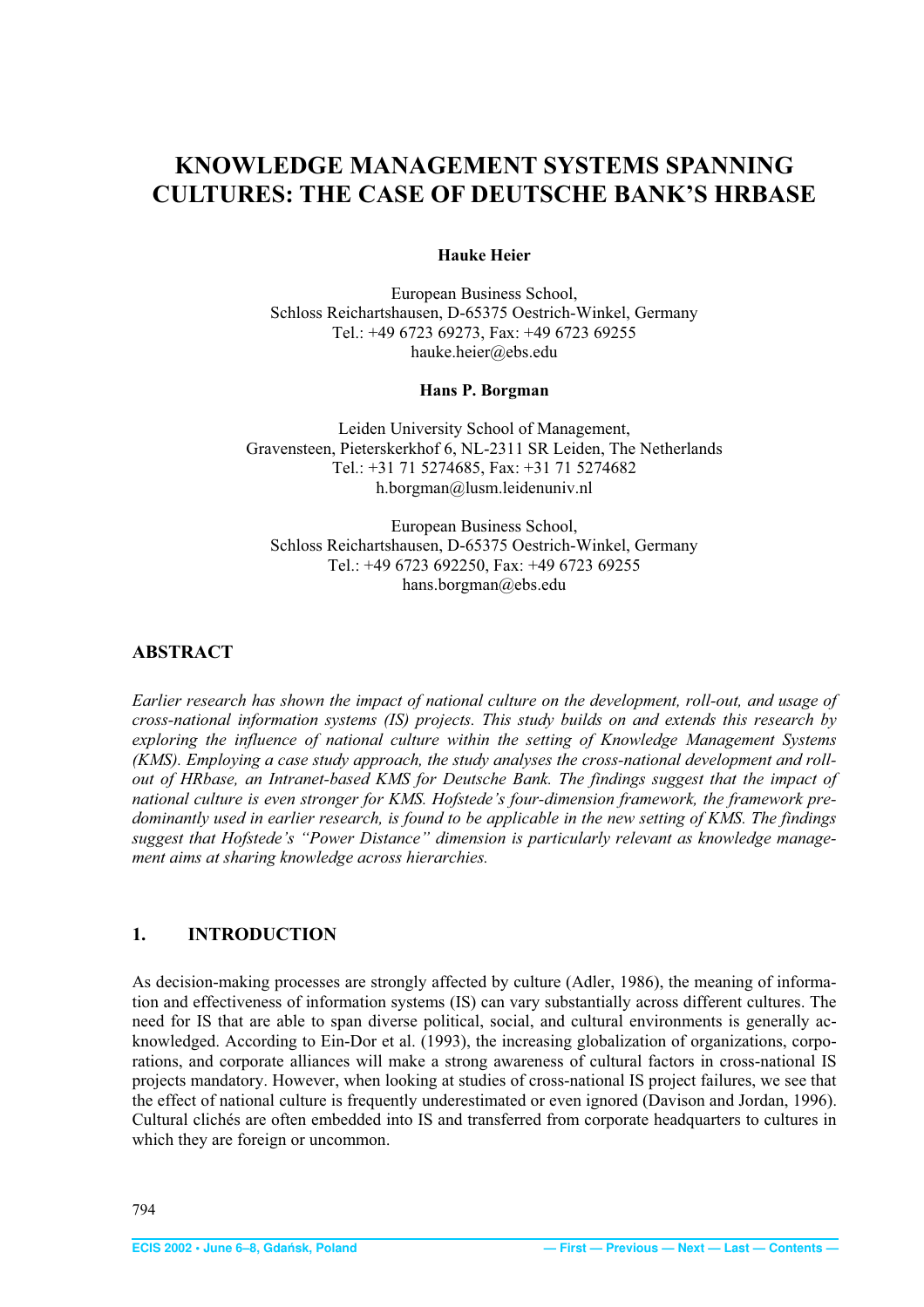# KNOWLEDGE MANAGEMENT SYSTEMS SPANNING CULTURES: THE CASE OF DEUTSCHE BANK'S HRBASE

**Hauke Heier**

European Business School,
Schloss Reichartshausen, D-65375 Oestrich-Winkel, Germany
Tel.: +49 6723 69273, Fax: +49 6723 69255
hauke.heier@ebs.edu

**Hans P. Borgman**

Leiden University School of Management,
Gravensteen, Pieterskerkhof 6, NL-2311 SR Leiden, The Netherlands
Tel.: +31 71 5274685, Fax: +31 71 5274682
h.borgman@lusm.leidenuniv.nl

European Business School,
Schloss Reichartshausen, D-65375 Oestrich-Winkel, Germany
Tel.: +49 6723 692250, Fax: +49 6723 69255
hans.borgman@ebs.edu

## ABSTRACT

*Earlier research has shown the impact of national culture on the development, roll-out, and usage of cross-national information systems (IS) projects. This study builds on and extends this research by exploring the influence of national culture within the setting of Knowledge Management Systems (KMS). Employing a case study approach, the study analyses the cross-national development and roll-out of HRbase, an Intranet-based KMS for Deutsche Bank. The findings suggest that the impact of national culture is even stronger for KMS. Hofstede's four-dimension framework, the framework predominantly used in earlier research, is found to be applicable in the new setting of KMS. The findings suggest that Hofstede's "Power Distance" dimension is particularly relevant as knowledge management aims at sharing knowledge across hierarchies.*

## 1. INTRODUCTION

As decision-making processes are strongly affected by culture (Adler, 1986), the meaning of information and effectiveness of information systems (IS) can vary substantially across different cultures. The need for IS that are able to span diverse political, social, and cultural environments is generally acknowledged. According to Ein-Dor et al. (1993), the increasing globalization of organizations, corporations, and corporate alliances will make a strong awareness of cultural factors in cross-national IS projects mandatory. However, when looking at studies of cross-national IS project failures, we see that the effect of national culture is frequently underestimated or even ignored (Davison and Jordan, 1996). Cultural clichés are often embedded into IS and transferred from corporate headquarters to cultures in which they are foreign or uncommon.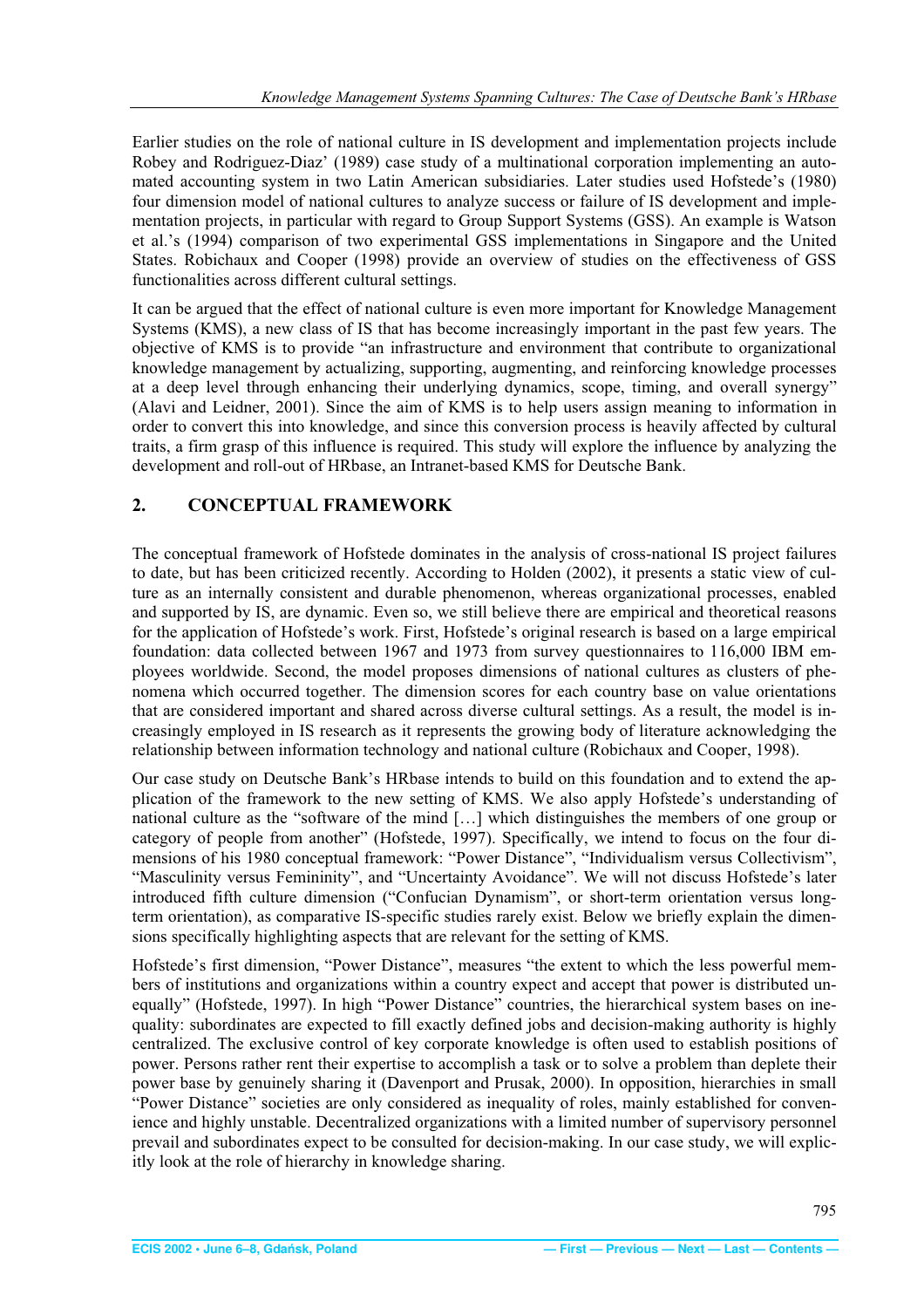Earlier studies on the role of national culture in IS development and implementation projects include Robey and Rodriguez-Diaz' (1989) case study of a multinational corporation implementing an automated accounting system in two Latin American subsidiaries. Later studies used Hofstede's (1980) four dimension model of national cultures to analyze success or failure of IS development and implementation projects, in particular with regard to Group Support Systems (GSS). An example is Watson et al.'s (1994) comparison of two experimental GSS implementations in Singapore and the United States. Robichaux and Cooper (1998) provide an overview of studies on the effectiveness of GSS functionalities across different cultural settings.

It can be argued that the effect of national culture is even more important for Knowledge Management Systems (KMS), a new class of IS that has become increasingly important in the past few years. The objective of KMS is to provide "an infrastructure and environment that contribute to organizational knowledge management by actualizing, supporting, augmenting, and reinforcing knowledge processes at a deep level through enhancing their underlying dynamics, scope, timing, and overall synergy" (Alavi and Leidner, 2001). Since the aim of KMS is to help users assign meaning to information in order to convert this into knowledge, and since this conversion process is heavily affected by cultural traits, a firm grasp of this influence is required. This study will explore the influence by analyzing the development and roll-out of HRbase, an Intranet-based KMS for Deutsche Bank.

## 2. CONCEPTUAL FRAMEWORK

The conceptual framework of Hofstede dominates in the analysis of cross-national IS project failures to date, but has been criticized recently. According to Holden (2002), it presents a static view of culture as an internally consistent and durable phenomenon, whereas organizational processes, enabled and supported by IS, are dynamic. Even so, we still believe there are empirical and theoretical reasons for the application of Hofstede's work. First, Hofstede's original research is based on a large empirical foundation: data collected between 1967 and 1973 from survey questionnaires to 116,000 IBM employees worldwide. Second, the model proposes dimensions of national cultures as clusters of phenomena which occurred together. The dimension scores for each country base on value orientations that are considered important and shared across diverse cultural settings. As a result, the model is increasingly employed in IS research as it represents the growing body of literature acknowledging the relationship between information technology and national culture (Robichaux and Cooper, 1998).

Our case study on Deutsche Bank's HRbase intends to build on this foundation and to extend the application of the framework to the new setting of KMS. We also apply Hofstede's understanding of national culture as the "software of the mind […] which distinguishes the members of one group or category of people from another" (Hofstede, 1997). Specifically, we intend to focus on the four dimensions of his 1980 conceptual framework: "Power Distance", "Individualism versus Collectivism", "Masculinity versus Femininity", and "Uncertainty Avoidance". We will not discuss Hofstede's later introduced fifth culture dimension ("Confucian Dynamism", or short-term orientation versus long-term orientation), as comparative IS-specific studies rarely exist. Below we briefly explain the dimensions specifically highlighting aspects that are relevant for the setting of KMS.

Hofstede's first dimension, "Power Distance", measures "the extent to which the less powerful members of institutions and organizations within a country expect and accept that power is distributed unequally" (Hofstede, 1997). In high "Power Distance" countries, the hierarchical system bases on inequality: subordinates are expected to fill exactly defined jobs and decision-making authority is highly centralized. The exclusive control of key corporate knowledge is often used to establish positions of power. Persons rather rent their expertise to accomplish a task or to solve a problem than deplete their power base by genuinely sharing it (Davenport and Prusak, 2000). In opposition, hierarchies in small "Power Distance" societies are only considered as inequality of roles, mainly established for convenience and highly unstable. Decentralized organizations with a limited number of supervisory personnel prevail and subordinates expect to be consulted for decision-making. In our case study, we will explicitly look at the role of hierarchy in knowledge sharing.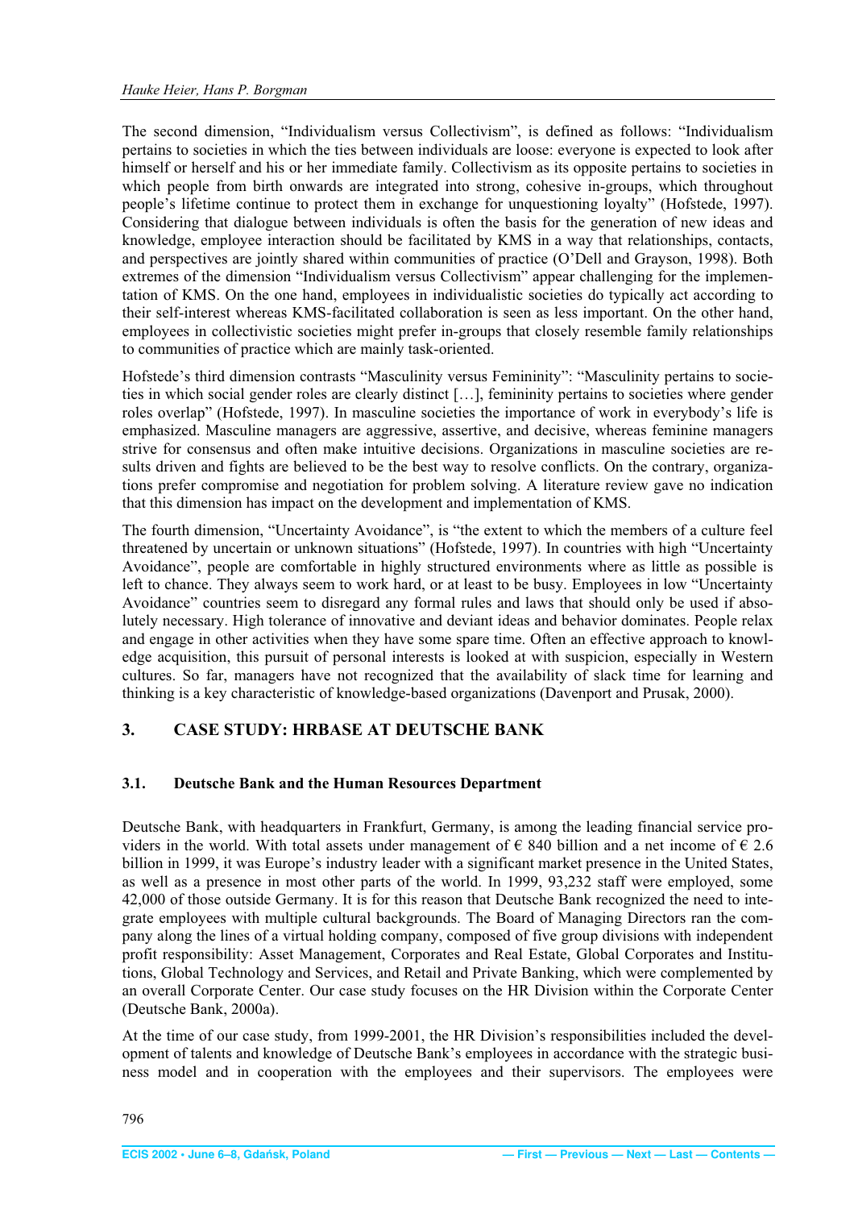The second dimension, "Individualism versus Collectivism", is defined as follows: "Individualism pertains to societies in which the ties between individuals are loose: everyone is expected to look after himself or herself and his or her immediate family. Collectivism as its opposite pertains to societies in which people from birth onwards are integrated into strong, cohesive in-groups, which throughout people's lifetime continue to protect them in exchange for unquestioning loyalty" (Hofstede, 1997). Considering that dialogue between individuals is often the basis for the generation of new ideas and knowledge, employee interaction should be facilitated by KMS in a way that relationships, contacts, and perspectives are jointly shared within communities of practice (O'Dell and Grayson, 1998). Both extremes of the dimension "Individualism versus Collectivism" appear challenging for the implementation of KMS. On the one hand, employees in individualistic societies do typically act according to their self-interest whereas KMS-facilitated collaboration is seen as less important. On the other hand, employees in collectivistic societies might prefer in-groups that closely resemble family relationships to communities of practice which are mainly task-oriented.

Hofstede's third dimension contrasts "Masculinity versus Femininity": "Masculinity pertains to societies in which social gender roles are clearly distinct […], femininity pertains to societies where gender roles overlap" (Hofstede, 1997). In masculine societies the importance of work in everybody's life is emphasized. Masculine managers are aggressive, assertive, and decisive, whereas feminine managers strive for consensus and often make intuitive decisions. Organizations in masculine societies are results driven and fights are believed to be the best way to resolve conflicts. On the contrary, organizations prefer compromise and negotiation for problem solving. A literature review gave no indication that this dimension has impact on the development and implementation of KMS.

The fourth dimension, "Uncertainty Avoidance", is "the extent to which the members of a culture feel threatened by uncertain or unknown situations" (Hofstede, 1997). In countries with high "Uncertainty Avoidance", people are comfortable in highly structured environments where as little as possible is left to chance. They always seem to work hard, or at least to be busy. Employees in low "Uncertainty Avoidance" countries seem to disregard any formal rules and laws that should only be used if absolutely necessary. High tolerance of innovative and deviant ideas and behavior dominates. People relax and engage in other activities when they have some spare time. Often an effective approach to knowledge acquisition, this pursuit of personal interests is looked at with suspicion, especially in Western cultures. So far, managers have not recognized that the availability of slack time for learning and thinking is a key characteristic of knowledge-based organizations (Davenport and Prusak, 2000).

## 3. CASE STUDY: HRBASE AT DEUTSCHE BANK

### 3.1. Deutsche Bank and the Human Resources Department

Deutsche Bank, with headquarters in Frankfurt, Germany, is among the leading financial service providers in the world. With total assets under management of € 840 billion and a net income of € 2.6 billion in 1999, it was Europe's industry leader with a significant market presence in the United States, as well as a presence in most other parts of the world. In 1999, 93,232 staff were employed, some 42,000 of those outside Germany. It is for this reason that Deutsche Bank recognized the need to integrate employees with multiple cultural backgrounds. The Board of Managing Directors ran the company along the lines of a virtual holding company, composed of five group divisions with independent profit responsibility: Asset Management, Corporates and Real Estate, Global Corporates and Institutions, Global Technology and Services, and Retail and Private Banking, which were complemented by an overall Corporate Center. Our case study focuses on the HR Division within the Corporate Center (Deutsche Bank, 2000a).

At the time of our case study, from 1999-2001, the HR Division's responsibilities included the development of talents and knowledge of Deutsche Bank's employees in accordance with the strategic business model and in cooperation with the employees and their supervisors. The employees were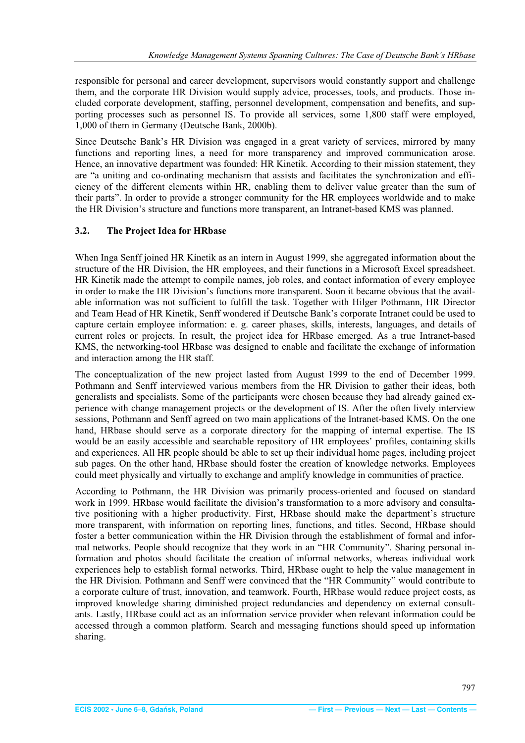responsible for personal and career development, supervisors would constantly support and challenge them, and the corporate HR Division would supply advice, processes, tools, and products. Those included corporate development, staffing, personnel development, compensation and benefits, and supporting processes such as personnel IS. To provide all services, some 1,800 staff were employed, 1,000 of them in Germany (Deutsche Bank, 2000b).

Since Deutsche Bank's HR Division was engaged in a great variety of services, mirrored by many functions and reporting lines, a need for more transparency and improved communication arose. Hence, an innovative department was founded: HR Kinetik. According to their mission statement, they are "a uniting and co-ordinating mechanism that assists and facilitates the synchronization and efficiency of the different elements within HR, enabling them to deliver value greater than the sum of their parts". In order to provide a stronger community for the HR employees worldwide and to make the HR Division's structure and functions more transparent, an Intranet-based KMS was planned.

### 3.2. The Project Idea for HRbase

When Inga Senff joined HR Kinetik as an intern in August 1999, she aggregated information about the structure of the HR Division, the HR employees, and their functions in a Microsoft Excel spreadsheet. HR Kinetik made the attempt to compile names, job roles, and contact information of every employee in order to make the HR Division's functions more transparent. Soon it became obvious that the available information was not sufficient to fulfill the task. Together with Hilger Pothmann, HR Director and Team Head of HR Kinetik, Senff wondered if Deutsche Bank's corporate Intranet could be used to capture certain employee information: e. g. career phases, skills, interests, languages, and details of current roles or projects. In result, the project idea for HRbase emerged. As a true Intranet-based KMS, the networking-tool HRbase was designed to enable and facilitate the exchange of information and interaction among the HR staff.

The conceptualization of the new project lasted from August 1999 to the end of December 1999. Pothmann and Senff interviewed various members from the HR Division to gather their ideas, both generalists and specialists. Some of the participants were chosen because they had already gained experience with change management projects or the development of IS. After the often lively interview sessions, Pothmann and Senff agreed on two main applications of the Intranet-based KMS. On the one hand, HRbase should serve as a corporate directory for the mapping of internal expertise. The IS would be an easily accessible and searchable repository of HR employees' profiles, containing skills and experiences. All HR people should be able to set up their individual home pages, including project sub pages. On the other hand, HRbase should foster the creation of knowledge networks. Employees could meet physically and virtually to exchange and amplify knowledge in communities of practice.

According to Pothmann, the HR Division was primarily process-oriented and focused on standard work in 1999. HRbase would facilitate the division's transformation to a more advisory and consultative positioning with a higher productivity. First, HRbase should make the department's structure more transparent, with information on reporting lines, functions, and titles. Second, HRbase should foster a better communication within the HR Division through the establishment of formal and informal networks. People should recognize that they work in an "HR Community". Sharing personal information and photos should facilitate the creation of informal networks, whereas individual work experiences help to establish formal networks. Third, HRbase ought to help the value management in the HR Division. Pothmann and Senff were convinced that the "HR Community" would contribute to a corporate culture of trust, innovation, and teamwork. Fourth, HRbase would reduce project costs, as improved knowledge sharing diminished project redundancies and dependency on external consultants. Lastly, HRbase could act as an information service provider when relevant information could be accessed through a common platform. Search and messaging functions should speed up information sharing.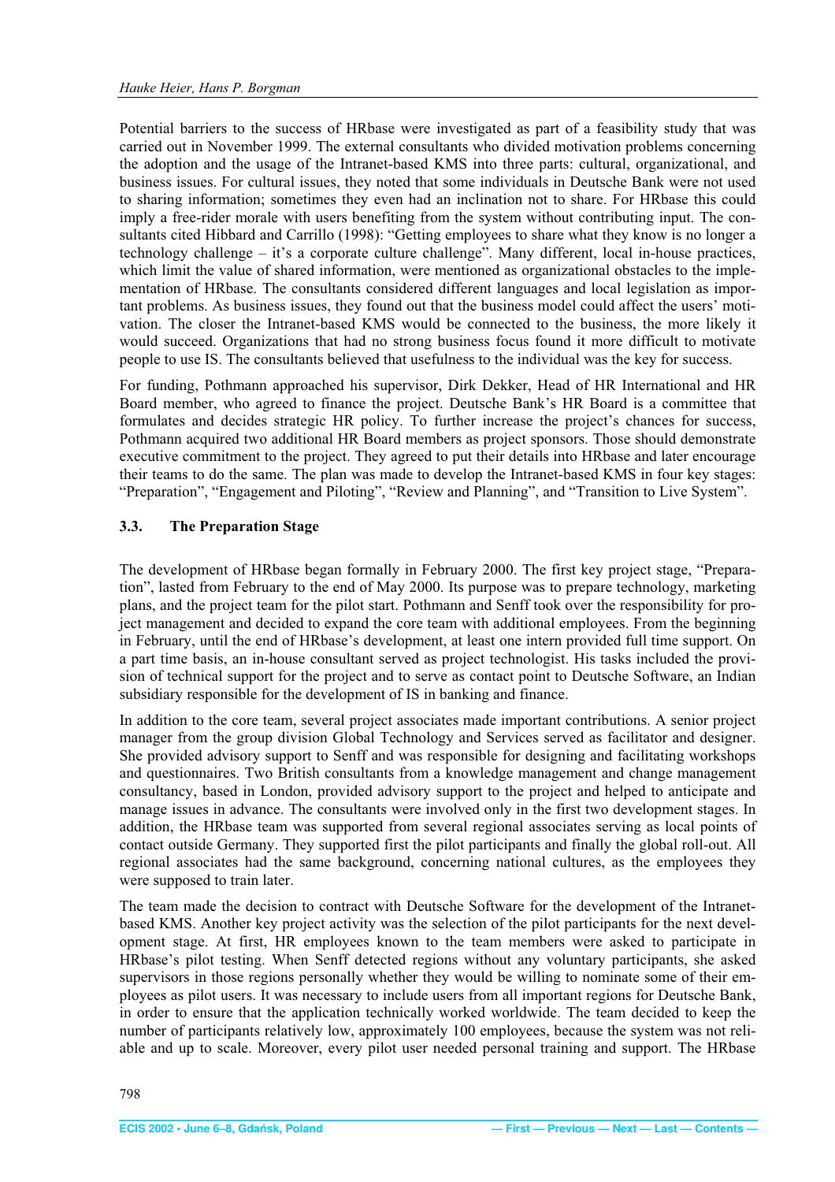Potential barriers to the success of HRbase were investigated as part of a feasibility study that was carried out in November 1999. The external consultants who divided motivation problems concerning the adoption and the usage of the Intranet-based KMS into three parts: cultural, organizational, and business issues. For cultural issues, they noted that some individuals in Deutsche Bank were not used to sharing information; sometimes they even had an inclination not to share. For HRbase this could imply a free-rider morale with users benefiting from the system without contributing input. The consultants cited Hibbard and Carrillo (1998): "Getting employees to share what they know is no longer a technology challenge – it's a corporate culture challenge". Many different, local in-house practices, which limit the value of shared information, were mentioned as organizational obstacles to the implementation of HRbase. The consultants considered different languages and local legislation as important problems. As business issues, they found out that the business model could affect the users' motivation. The closer the Intranet-based KMS would be connected to the business, the more likely it would succeed. Organizations that had no strong business focus found it more difficult to motivate people to use IS. The consultants believed that usefulness to the individual was the key for success.

For funding, Pothmann approached his supervisor, Dirk Dekker, Head of HR International and HR Board member, who agreed to finance the project. Deutsche Bank's HR Board is a committee that formulates and decides strategic HR policy. To further increase the project's chances for success, Pothmann acquired two additional HR Board members as project sponsors. Those should demonstrate executive commitment to the project. They agreed to put their details into HRbase and later encourage their teams to do the same. The plan was made to develop the Intranet-based KMS in four key stages: "Preparation", "Engagement and Piloting", "Review and Planning", and "Transition to Live System".

### 3.3. The Preparation Stage

The development of HRbase began formally in February 2000. The first key project stage, "Preparation", lasted from February to the end of May 2000. Its purpose was to prepare technology, marketing plans, and the project team for the pilot start. Pothmann and Senff took over the responsibility for project management and decided to expand the core team with additional employees. From the beginning in February, until the end of HRbase's development, at least one intern provided full time support. On a part time basis, an in-house consultant served as project technologist. His tasks included the provision of technical support for the project and to serve as contact point to Deutsche Software, an Indian subsidiary responsible for the development of IS in banking and finance.

In addition to the core team, several project associates made important contributions. A senior project manager from the group division Global Technology and Services served as facilitator and designer. She provided advisory support to Senff and was responsible for designing and facilitating workshops and questionnaires. Two British consultants from a knowledge management and change management consultancy, based in London, provided advisory support to the project and helped to anticipate and manage issues in advance. The consultants were involved only in the first two development stages. In addition, the HRbase team was supported from several regional associates serving as local points of contact outside Germany. They supported first the pilot participants and finally the global roll-out. All regional associates had the same background, concerning national cultures, as the employees they were supposed to train later.

The team made the decision to contract with Deutsche Software for the development of the Intranet-based KMS. Another key project activity was the selection of the pilot participants for the next development stage. At first, HR employees known to the team members were asked to participate in HRbase's pilot testing. When Senff detected regions without any voluntary participants, she asked supervisors in those regions personally whether they would be willing to nominate some of their employees as pilot users. It was necessary to include users from all important regions for Deutsche Bank, in order to ensure that the application technically worked worldwide. The team decided to keep the number of participants relatively low, approximately 100 employees, because the system was not reliable and up to scale. Moreover, every pilot user needed personal training and support. The HRbase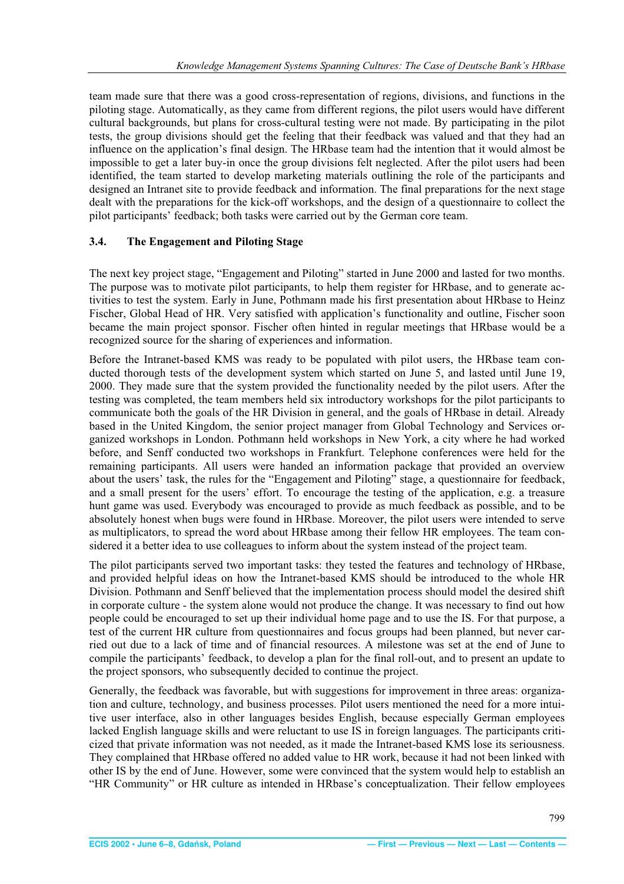team made sure that there was a good cross-representation of regions, divisions, and functions in the piloting stage. Automatically, as they came from different regions, the pilot users would have different cultural backgrounds, but plans for cross-cultural testing were not made. By participating in the pilot tests, the group divisions should get the feeling that their feedback was valued and that they had an influence on the application's final design. The HRbase team had the intention that it would almost be impossible to get a later buy-in once the group divisions felt neglected. After the pilot users had been identified, the team started to develop marketing materials outlining the role of the participants and designed an Intranet site to provide feedback and information. The final preparations for the next stage dealt with the preparations for the kick-off workshops, and the design of a questionnaire to collect the pilot participants' feedback; both tasks were carried out by the German core team.

### 3.4. The Engagement and Piloting Stage

The next key project stage, "Engagement and Piloting" started in June 2000 and lasted for two months. The purpose was to motivate pilot participants, to help them register for HRbase, and to generate activities to test the system. Early in June, Pothmann made his first presentation about HRbase to Heinz Fischer, Global Head of HR. Very satisfied with application's functionality and outline, Fischer soon became the main project sponsor. Fischer often hinted in regular meetings that HRbase would be a recognized source for the sharing of experiences and information.

Before the Intranet-based KMS was ready to be populated with pilot users, the HRbase team conducted thorough tests of the development system which started on June 5, and lasted until June 19, 2000. They made sure that the system provided the functionality needed by the pilot users. After the testing was completed, the team members held six introductory workshops for the pilot participants to communicate both the goals of the HR Division in general, and the goals of HRbase in detail. Already based in the United Kingdom, the senior project manager from Global Technology and Services organized workshops in London. Pothmann held workshops in New York, a city where he had worked before, and Senff conducted two workshops in Frankfurt. Telephone conferences were held for the remaining participants. All users were handed an information package that provided an overview about the users' task, the rules for the "Engagement and Piloting" stage, a questionnaire for feedback, and a small present for the users' effort. To encourage the testing of the application, e.g. a treasure hunt game was used. Everybody was encouraged to provide as much feedback as possible, and to be absolutely honest when bugs were found in HRbase. Moreover, the pilot users were intended to serve as multiplicators, to spread the word about HRbase among their fellow HR employees. The team considered it a better idea to use colleagues to inform about the system instead of the project team.

The pilot participants served two important tasks: they tested the features and technology of HRbase, and provided helpful ideas on how the Intranet-based KMS should be introduced to the whole HR Division. Pothmann and Senff believed that the implementation process should model the desired shift in corporate culture - the system alone would not produce the change. It was necessary to find out how people could be encouraged to set up their individual home page and to use the IS. For that purpose, a test of the current HR culture from questionnaires and focus groups had been planned, but never carried out due to a lack of time and of financial resources. A milestone was set at the end of June to compile the participants' feedback, to develop a plan for the final roll-out, and to present an update to the project sponsors, who subsequently decided to continue the project.

Generally, the feedback was favorable, but with suggestions for improvement in three areas: organization and culture, technology, and business processes. Pilot users mentioned the need for a more intuitive user interface, also in other languages besides English, because especially German employees lacked English language skills and were reluctant to use IS in foreign languages. The participants criticized that private information was not needed, as it made the Intranet-based KMS lose its seriousness. They complained that HRbase offered no added value to HR work, because it had not been linked with other IS by the end of June. However, some were convinced that the system would help to establish an "HR Community" or HR culture as intended in HRbase's conceptualization. Their fellow employees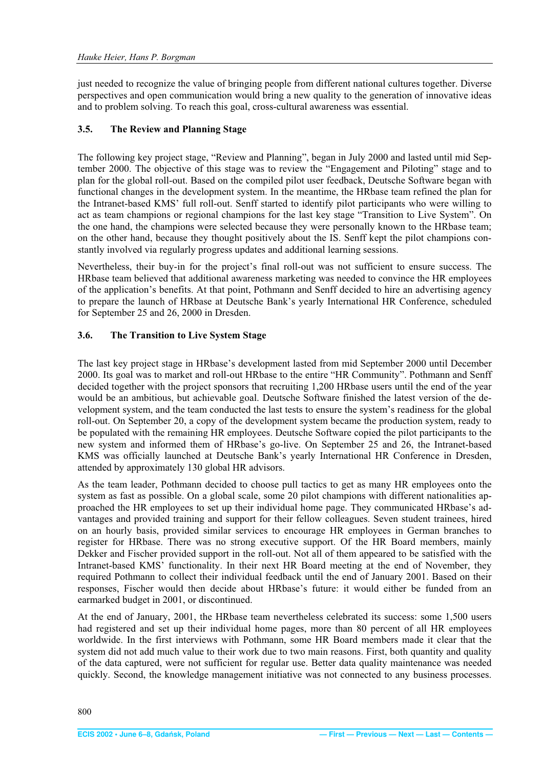just needed to recognize the value of bringing people from different national cultures together. Diverse perspectives and open communication would bring a new quality to the generation of innovative ideas and to problem solving. To reach this goal, cross-cultural awareness was essential.

### 3.5. The Review and Planning Stage

The following key project stage, "Review and Planning", began in July 2000 and lasted until mid September 2000. The objective of this stage was to review the "Engagement and Piloting" stage and to plan for the global roll-out. Based on the compiled pilot user feedback, Deutsche Software began with functional changes in the development system. In the meantime, the HRbase team refined the plan for the Intranet-based KMS' full roll-out. Senff started to identify pilot participants who were willing to act as team champions or regional champions for the last key stage "Transition to Live System". On the one hand, the champions were selected because they were personally known to the HRbase team; on the other hand, because they thought positively about the IS. Senff kept the pilot champions constantly involved via regularly progress updates and additional learning sessions.

Nevertheless, their buy-in for the project's final roll-out was not sufficient to ensure success. The HRbase team believed that additional awareness marketing was needed to convince the HR employees of the application's benefits. At that point, Pothmann and Senff decided to hire an advertising agency to prepare the launch of HRbase at Deutsche Bank's yearly International HR Conference, scheduled for September 25 and 26, 2000 in Dresden.

### 3.6. The Transition to Live System Stage

The last key project stage in HRbase's development lasted from mid September 2000 until December 2000. Its goal was to market and roll-out HRbase to the entire "HR Community". Pothmann and Senff decided together with the project sponsors that recruiting 1,200 HRbase users until the end of the year would be an ambitious, but achievable goal. Deutsche Software finished the latest version of the development system, and the team conducted the last tests to ensure the system's readiness for the global roll-out. On September 20, a copy of the development system became the production system, ready to be populated with the remaining HR employees. Deutsche Software copied the pilot participants to the new system and informed them of HRbase's go-live. On September 25 and 26, the Intranet-based KMS was officially launched at Deutsche Bank's yearly International HR Conference in Dresden, attended by approximately 130 global HR advisors.

As the team leader, Pothmann decided to choose pull tactics to get as many HR employees onto the system as fast as possible. On a global scale, some 20 pilot champions with different nationalities approached the HR employees to set up their individual home page. They communicated HRbase's advantages and provided training and support for their fellow colleagues. Seven student trainees, hired on an hourly basis, provided similar services to encourage HR employees in German branches to register for HRbase. There was no strong executive support. Of the HR Board members, mainly Dekker and Fischer provided support in the roll-out. Not all of them appeared to be satisfied with the Intranet-based KMS' functionality. In their next HR Board meeting at the end of November, they required Pothmann to collect their individual feedback until the end of January 2001. Based on their responses, Fischer would then decide about HRbase's future: it would either be funded from an earmarked budget in 2001, or discontinued.

At the end of January, 2001, the HRbase team nevertheless celebrated its success: some 1,500 users had registered and set up their individual home pages, more than 80 percent of all HR employees worldwide. In the first interviews with Pothmann, some HR Board members made it clear that the system did not add much value to their work due to two main reasons. First, both quantity and quality of the data captured, were not sufficient for regular use. Better data quality maintenance was needed quickly. Second, the knowledge management initiative was not connected to any business processes.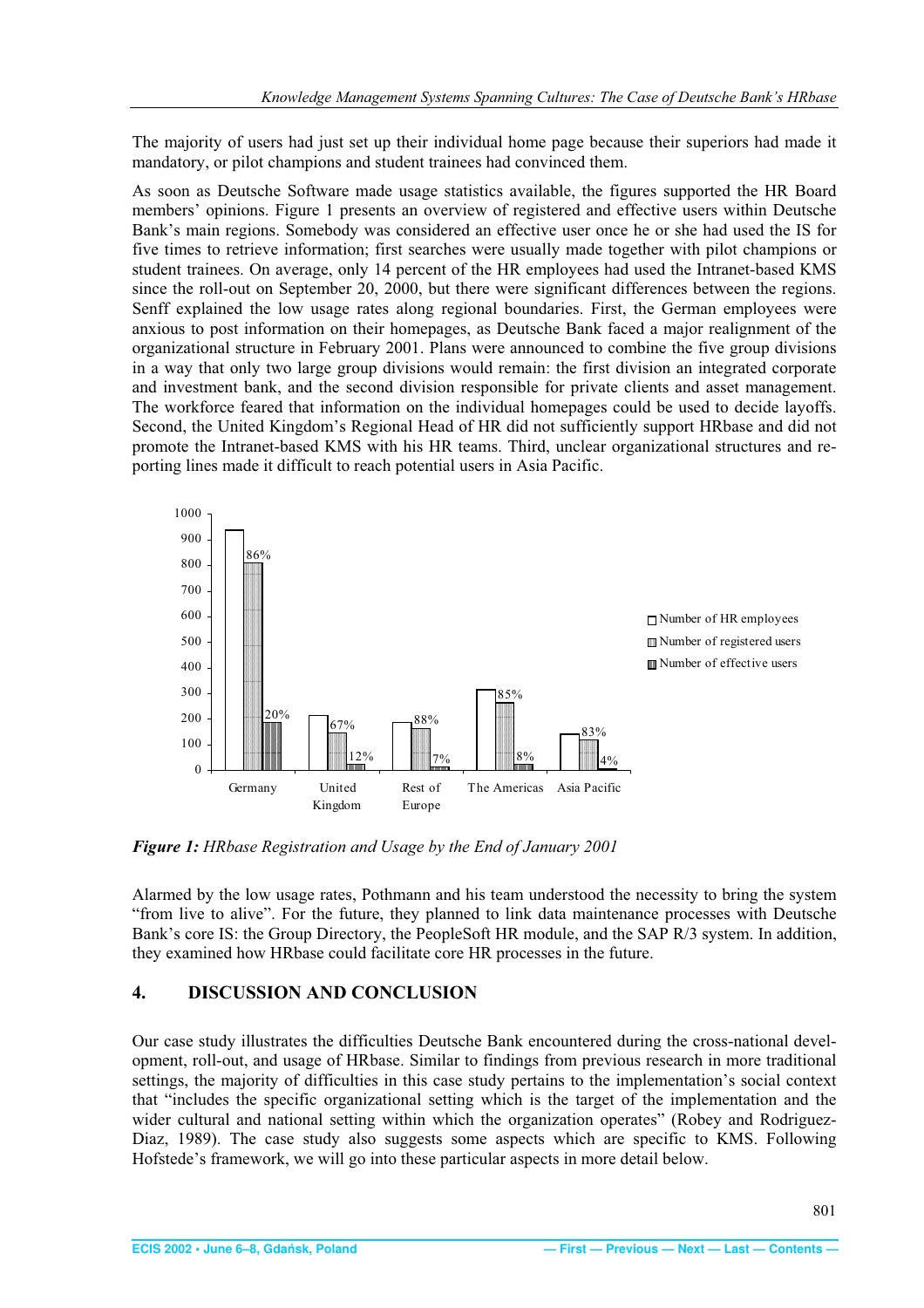The majority of users had just set up their individual home page because their superiors had made it mandatory, or pilot champions and student trainees had convinced them.

As soon as Deutsche Software made usage statistics available, the figures supported the HR Board members' opinions. Figure 1 presents an overview of registered and effective users within Deutsche Bank's main regions. Somebody was considered an effective user once he or she had used the IS for five times to retrieve information; first searches were usually made together with pilot champions or student trainees. On average, only 14 percent of the HR employees had used the Intranet-based KMS since the roll-out on September 20, 2000, but there were significant differences between the regions. Senff explained the low usage rates along regional boundaries. First, the German employees were anxious to post information on their homepages, as Deutsche Bank faced a major realignment of the organizational structure in February 2001. Plans were announced to combine the five group divisions in a way that only two large group divisions would remain: the first division an integrated corporate and investment bank, and the second division responsible for private clients and asset management. The workforce feared that information on the individual homepages could be used to decide layoffs. Second, the United Kingdom's Regional Head of HR did not sufficiently support HRbase and did not promote the Intranet-based KMS with his HR teams. Third, unclear organizational structures and reporting lines made it difficult to reach potential users in Asia Pacific.

**Figure 1:** *HRbase Registration and Usage by the End of January 2001*

Alarmed by the low usage rates, Pothmann and his team understood the necessity to bring the system "from live to alive". For the future, they planned to link data maintenance processes with Deutsche Bank's core IS: the Group Directory, the PeopleSoft HR module, and the SAP R/3 system. In addition, they examined how HRbase could facilitate core HR processes in the future.

## 4. DISCUSSION AND CONCLUSION

Our case study illustrates the difficulties Deutsche Bank encountered during the cross-national development, roll-out, and usage of HRbase. Similar to findings from previous research in more traditional settings, the majority of difficulties in this case study pertains to the implementation's social context that "includes the specific organizational setting which is the target of the implementation and the wider cultural and national setting within which the organization operates" (Robey and Rodriguez-Diaz, 1989). The case study also suggests some aspects which are specific to KMS. Following Hofstede's framework, we will go into these particular aspects in more detail below.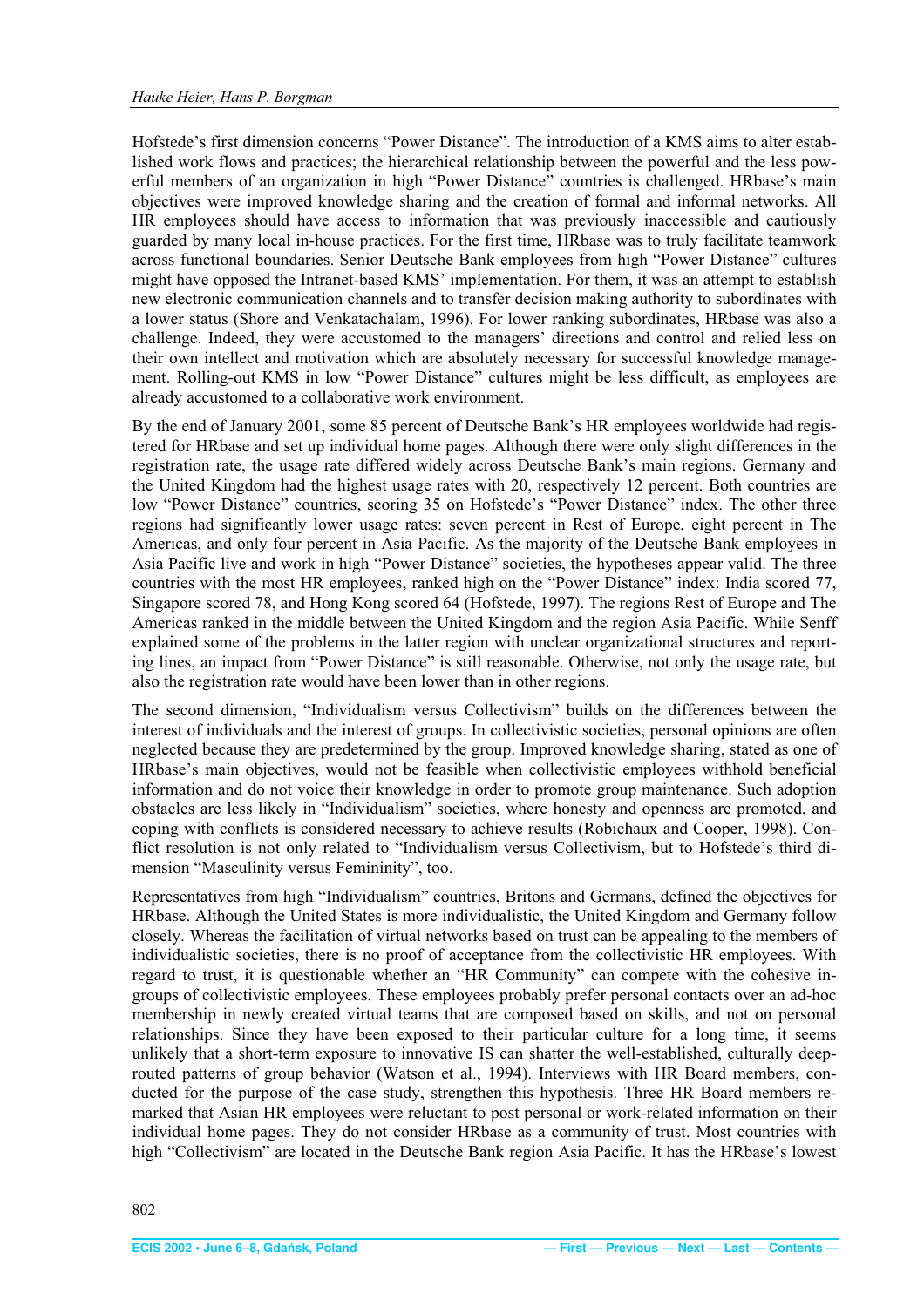Hofstede's first dimension concerns "Power Distance". The introduction of a KMS aims to alter established work flows and practices; the hierarchical relationship between the powerful and the less powerful members of an organization in high "Power Distance" countries is challenged. HRbase's main objectives were improved knowledge sharing and the creation of formal and informal networks. All HR employees should have access to information that was previously inaccessible and cautiously guarded by many local in-house practices. For the first time, HRbase was to truly facilitate teamwork across functional boundaries. Senior Deutsche Bank employees from high "Power Distance" cultures might have opposed the Intranet-based KMS' implementation. For them, it was an attempt to establish new electronic communication channels and to transfer decision making authority to subordinates with a lower status (Shore and Venkatachalam, 1996). For lower ranking subordinates, HRbase was also a challenge. Indeed, they were accustomed to the managers' directions and control and relied less on their own intellect and motivation which are absolutely necessary for successful knowledge management. Rolling-out KMS in low "Power Distance" cultures might be less difficult, as employees are already accustomed to a collaborative work environment.

By the end of January 2001, some 85 percent of Deutsche Bank's HR employees worldwide had registered for HRbase and set up individual home pages. Although there were only slight differences in the registration rate, the usage rate differed widely across Deutsche Bank's main regions. Germany and the United Kingdom had the highest usage rates with 20, respectively 12 percent. Both countries are low "Power Distance" countries, scoring 35 on Hofstede's "Power Distance" index. The other three regions had significantly lower usage rates: seven percent in Rest of Europe, eight percent in The Americas, and only four percent in Asia Pacific. As the majority of the Deutsche Bank employees in Asia Pacific live and work in high "Power Distance" societies, the hypotheses appear valid. The three countries with the most HR employees, ranked high on the "Power Distance" index: India scored 77, Singapore scored 78, and Hong Kong scored 64 (Hofstede, 1997). The regions Rest of Europe and The Americas ranked in the middle between the United Kingdom and the region Asia Pacific. While Senff explained some of the problems in the latter region with unclear organizational structures and reporting lines, an impact from "Power Distance" is still reasonable. Otherwise, not only the usage rate, but also the registration rate would have been lower than in other regions.

The second dimension, "Individualism versus Collectivism" builds on the differences between the interest of individuals and the interest of groups. In collectivistic societies, personal opinions are often neglected because they are predetermined by the group. Improved knowledge sharing, stated as one of HRbase's main objectives, would not be feasible when collectivistic employees withhold beneficial information and do not voice their knowledge in order to promote group maintenance. Such adoption obstacles are less likely in "Individualism" societies, where honesty and openness are promoted, and coping with conflicts is considered necessary to achieve results (Robichaux and Cooper, 1998). Conflict resolution is not only related to "Individualism versus Collectivism, but to Hofstede's third dimension "Masculinity versus Femininity", too.

Representatives from high "Individualism" countries, Britons and Germans, defined the objectives for HRbase. Although the United States is more individualistic, the United Kingdom and Germany follow closely. Whereas the facilitation of virtual networks based on trust can be appealing to the members of individualistic societies, there is no proof of acceptance from the collectivistic HR employees. With regard to trust, it is questionable whether an "HR Community" can compete with the cohesive in-groups of collectivistic employees. These employees probably prefer personal contacts over an ad-hoc membership in newly created virtual teams that are composed based on skills, and not on personal relationships. Since they have been exposed to their particular culture for a long time, it seems unlikely that a short-term exposure to innovative IS can shatter the well-established, culturally deep-routed patterns of group behavior (Watson et al., 1994). Interviews with HR Board members, conducted for the purpose of the case study, strengthen this hypothesis. Three HR Board members remarked that Asian HR employees were reluctant to post personal or work-related information on their individual home pages. They do not consider HRbase as a community of trust. Most countries with high "Collectivism" are located in the Deutsche Bank region Asia Pacific. It has the HRbase's lowest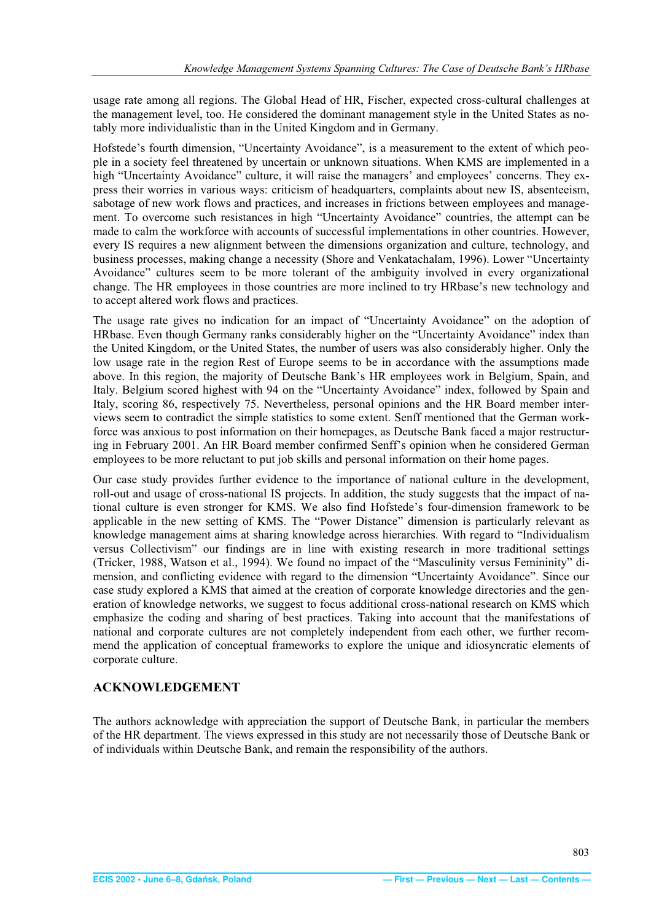usage rate among all regions. The Global Head of HR, Fischer, expected cross-cultural challenges at the management level, too. He considered the dominant management style in the United States as notably more individualistic than in the United Kingdom and in Germany.

Hofstede's fourth dimension, "Uncertainty Avoidance", is a measurement to the extent of which people in a society feel threatened by uncertain or unknown situations. When KMS are implemented in a high "Uncertainty Avoidance" culture, it will raise the managers' and employees' concerns. They express their worries in various ways: criticism of headquarters, complaints about new IS, absenteeism, sabotage of new work flows and practices, and increases in frictions between employees and management. To overcome such resistances in high "Uncertainty Avoidance" countries, the attempt can be made to calm the workforce with accounts of successful implementations in other countries. However, every IS requires a new alignment between the dimensions organization and culture, technology, and business processes, making change a necessity (Shore and Venkatachalam, 1996). Lower "Uncertainty Avoidance" cultures seem to be more tolerant of the ambiguity involved in every organizational change. The HR employees in those countries are more inclined to try HRbase's new technology and to accept altered work flows and practices.

The usage rate gives no indication for an impact of "Uncertainty Avoidance" on the adoption of HRbase. Even though Germany ranks considerably higher on the "Uncertainty Avoidance" index than the United Kingdom, or the United States, the number of users was also considerably higher. Only the low usage rate in the region Rest of Europe seems to be in accordance with the assumptions made above. In this region, the majority of Deutsche Bank's HR employees work in Belgium, Spain, and Italy. Belgium scored highest with 94 on the "Uncertainty Avoidance" index, followed by Spain and Italy, scoring 86, respectively 75. Nevertheless, personal opinions and the HR Board member interviews seem to contradict the simple statistics to some extent. Senff mentioned that the German workforce was anxious to post information on their homepages, as Deutsche Bank faced a major restructuring in February 2001. An HR Board member confirmed Senff's opinion when he considered German employees to be more reluctant to put job skills and personal information on their home pages.

Our case study provides further evidence to the importance of national culture in the development, roll-out and usage of cross-national IS projects. In addition, the study suggests that the impact of national culture is even stronger for KMS. We also find Hofstede's four-dimension framework to be applicable in the new setting of KMS. The "Power Distance" dimension is particularly relevant as knowledge management aims at sharing knowledge across hierarchies. With regard to "Individualism versus Collectivism" our findings are in line with existing research in more traditional settings (Tricker, 1988, Watson et al., 1994). We found no impact of the "Masculinity versus Femininity" dimension, and conflicting evidence with regard to the dimension "Uncertainty Avoidance". Since our case study explored a KMS that aimed at the creation of corporate knowledge directories and the generation of knowledge networks, we suggest to focus additional cross-national research on KMS which emphasize the coding and sharing of best practices. Taking into account that the manifestations of national and corporate cultures are not completely independent from each other, we further recommend the application of conceptual frameworks to explore the unique and idiosyncratic elements of corporate culture.

## ACKNOWLEDGEMENT

The authors acknowledge with appreciation the support of Deutsche Bank, in particular the members of the HR department. The views expressed in this study are not necessarily those of Deutsche Bank or of individuals within Deutsche Bank, and remain the responsibility of the authors.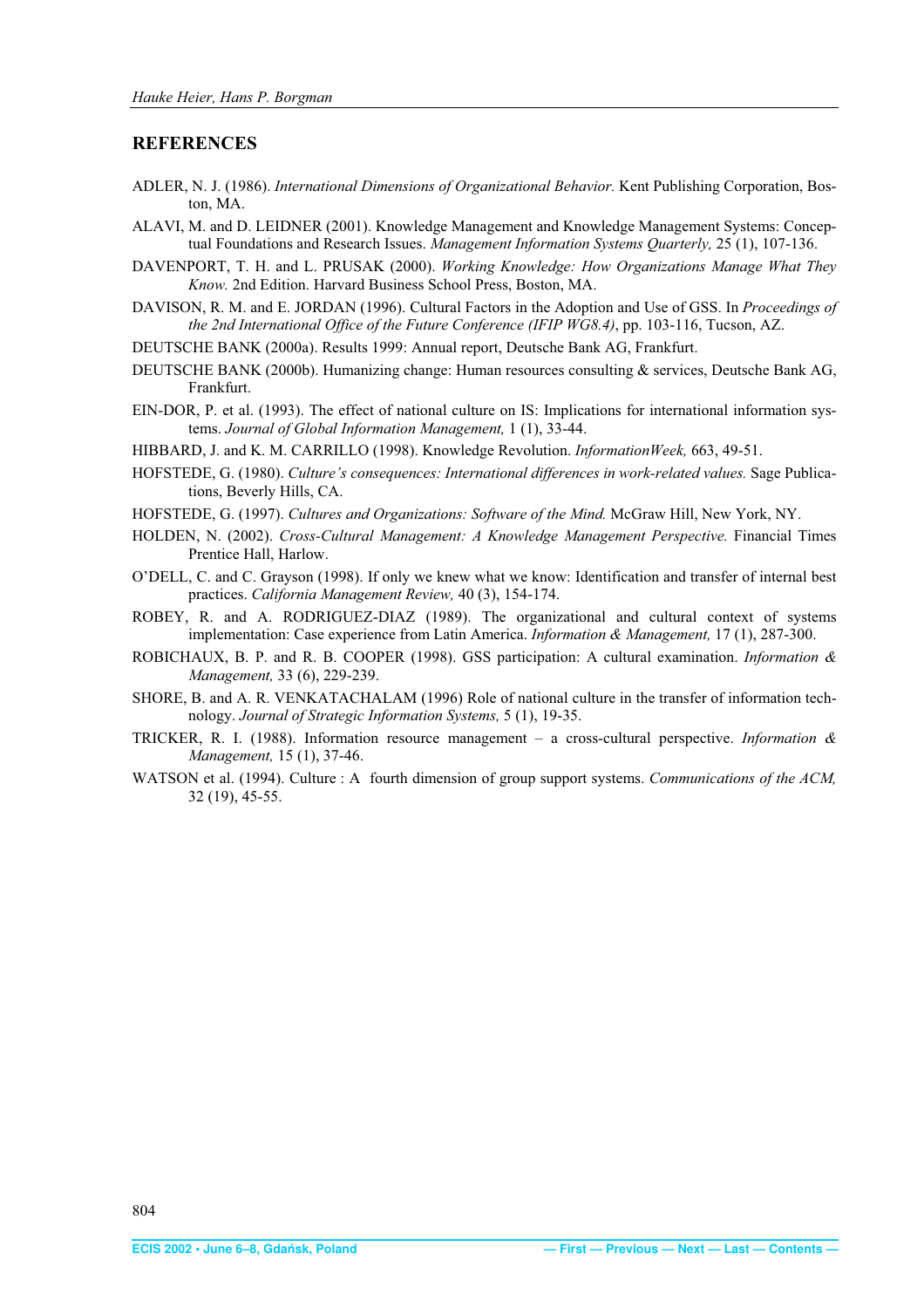## REFERENCES

ADLER, N. J. (1986). *International Dimensions of Organizational Behavior.* Kent Publishing Corporation, Boston, MA.

ALAVI, M. and D. LEIDNER (2001). Knowledge Management and Knowledge Management Systems: Conceptual Foundations and Research Issues. *Management Information Systems Quarterly,* 25 (1), 107-136.

DAVENPORT, T. H. and L. PRUSAK (2000). *Working Knowledge: How Organizations Manage What They Know.* 2nd Edition. Harvard Business School Press, Boston, MA.

DAVISON, R. M. and E. JORDAN (1996). Cultural Factors in the Adoption and Use of GSS. In *Proceedings of the 2nd International Office of the Future Conference (IFIP WG8.4)*, pp. 103-116, Tucson, AZ.

DEUTSCHE BANK (2000a). Results 1999: Annual report, Deutsche Bank AG, Frankfurt.

DEUTSCHE BANK (2000b). Humanizing change: Human resources consulting & services, Deutsche Bank AG, Frankfurt.

EIN-DOR, P. et al. (1993). The effect of national culture on IS: Implications for international information systems. *Journal of Global Information Management,* 1 (1), 33-44.

HIBBARD, J. and K. M. CARRILLO (1998). Knowledge Revolution. *InformationWeek,* 663, 49-51.

HOFSTEDE, G. (1980). *Culture's consequences: International differences in work-related values.* Sage Publications, Beverly Hills, CA.

HOFSTEDE, G. (1997). *Cultures and Organizations: Software of the Mind.* McGraw Hill, New York, NY.

HOLDEN, N. (2002). *Cross-Cultural Management: A Knowledge Management Perspective.* Financial Times Prentice Hall, Harlow.

O'DELL, C. and C. Grayson (1998). If only we knew what we know: Identification and transfer of internal best practices. *California Management Review,* 40 (3), 154-174.

ROBEY, R. and A. RODRIGUEZ-DIAZ (1989). The organizational and cultural context of systems implementation: Case experience from Latin America. *Information & Management,* 17 (1), 287-300.

ROBICHAUX, B. P. and R. B. COOPER (1998). GSS participation: A cultural examination. *Information & Management,* 33 (6), 229-239.

SHORE, B. and A. R. VENKATACHALAM (1996) Role of national culture in the transfer of information technology. *Journal of Strategic Information Systems,* 5 (1), 19-35.

TRICKER, R. I. (1988). Information resource management – a cross-cultural perspective. *Information & Management,* 15 (1), 37-46.

WATSON et al. (1994). Culture : A fourth dimension of group support systems. *Communications of the ACM,* 32 (19), 45-55.